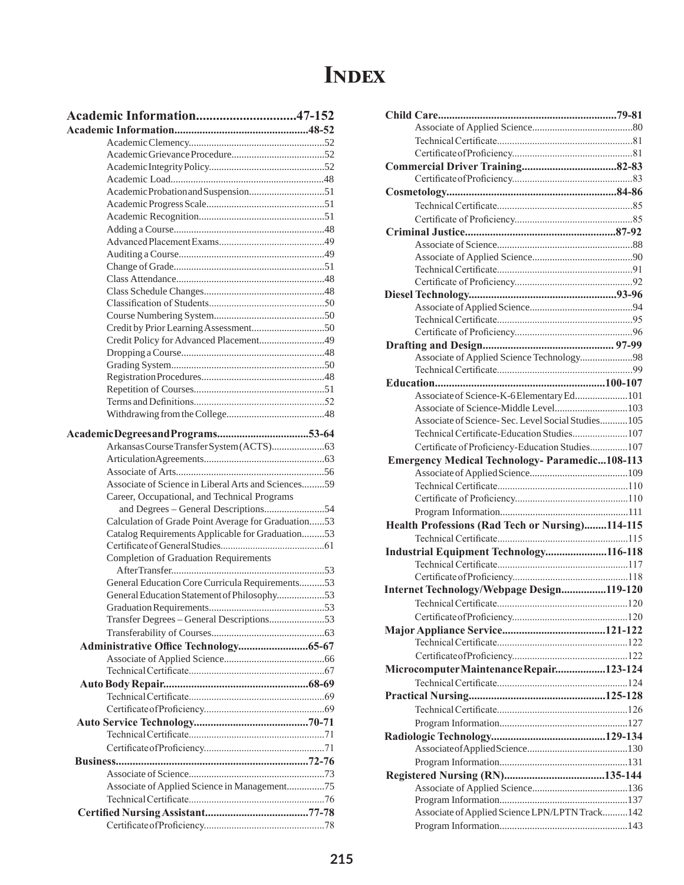# Index

**Academic Information..............................47-152**

**Academic Information................................................48-52**

- Academic Clemency......................................................52
- Academic Grievance Procedure.....................................52
- Academic Integrity Policy..............................................52
- Academic Load..............................................................48
- Academic Probation and Suspension..............................51
- Academic Progress Scale...............................................51
- Academic Recognition..................................................51
- Adding a Course............................................................48
- Advanced Placement Exams..........................................49
- Auditing a Course..........................................................49
- Change of Grade............................................................51
- Class Attendance...........................................................48
- Class Schedule Changes................................................48
- Classification of Students..............................................50
- Course Numbering System............................................50
- Credit by Prior Learning Assessment.............................50
- Credit Policy for Advanced Placement..........................49
- Dropping a Course.........................................................48
- Grading System.............................................................50
- Registration Procedures.................................................48
- Repetition of Courses....................................................51
- Terms and Definitions....................................................52
- Withdrawing from the College.......................................48

**Academic Degrees and Programs................................53-64**

- Arkansas Course Transfer System (ACTS).....................63
- Articulation Agreements................................................63
- Associate of Arts...........................................................56
- Associate of Science in Liberal Arts and Sciences.........59
- Career, Occupational, and Technical Programs and Degrees – General Descriptions........................54
- Calculation of Grade Point Average for Graduation......53
- Catalog Requirements Applicable for Graduation.........53
- Certificate of General Studies.........................................61
- Completion of Graduation Requirements After Transfer.............................................................53
- General Education Core Curricula Requirements..........53
- General Education Statement of Philosophy...................53
- Graduation Requirements..............................................53
- Transfer Degrees – General Descriptions......................53
- Transferability of Courses.............................................63

**Administrative Office Technology.........................65-67**

- Associate of Applied Science........................................66
- Technical Certificate......................................................67

**Auto Body Repair...................................................68-69**

- Technical Certificate......................................................69
- Certificate of Proficiency................................................69

**Auto Service Technology.........................................70-71**

- Technical Certificate......................................................71
- Certificate of Proficiency................................................71

**Business....................................................................72-76**

- Associate of Science......................................................73
- Associate of Applied Science in Management...............75
- Technical Certificate......................................................76

**Certified Nursing Assistant.....................................77-78**

- Certificate of Proficiency................................................78

**Child Care...............................................................79-81**

- Associate of Applied Science........................................80
- Technical Certificate......................................................81
- Certificate of Proficiency................................................81

**Commercial Driver Training.................................82-83**

- Certificate of Proficiency................................................83

**Cosmetology............................................................84-86**

- Technical Certificate......................................................85
- Certificate of Proficiency................................................85

**Criminal Justice.....................................................87-92**

- Associate of Science......................................................88
- Associate of Applied Science........................................90
- Technical Certificate......................................................91
- Certificate of Proficiency................................................92

**Diesel Technology....................................................93-96**

- Associate of Applied Science.........................................94
- Technical Certificate......................................................95
- Certificate of Proficiency................................................96

**Drafting and Design............................................... 97-99**

- Associate of Applied Science Technology.....................98
- Technical Certificate......................................................99

**Education............................................................100-107**

- Associate of Science-K-6 Elementary Ed.....................101
- Associate of Science-Middle Level.............................103
- Associate of Science- Sec. Level Social Studies...........105
- Technical Certificate-Education Studies......................107
- Certificate of Proficiency-Education Studies...............107

**Emergency Medical Technology- Paramedic...108-113**

- Associate of Applied Science.......................................109
- Technical Certificate....................................................110
- Certificate of Proficiency.............................................110
- Program Information...................................................111

**Health Professions (Rad Tech or Nursing)........114-115**

- Technical Certificate....................................................115

**Industrial Equipment Technology......................116-118**

- Technical Certificate....................................................117
- Certificate of Proficiency..............................................118

**Internet Technology/Webpage Design................119-120**

- Technical Certificate....................................................120
- Certificate of Proficiency..............................................120

**Major Appliance Service.....................................121-122**

- Technical Certificate....................................................122
- Certificate of Proficiency..............................................122

**Microcomputer Maintenance Repair..................123-124**

- Technical Certificate....................................................124

**Practical Nursing................................................125-128**

- Technical Certificate....................................................126
- Program Information...................................................127

**Radiologic Technology.........................................129-134**

- Associate of Applied Science........................................130
- Program Information...................................................131

**Registered Nursing (RN)....................................135-144**

- Associate of Applied Science......................................136
- Program Information...................................................137
- Associate of Applied Science LPN/LPTN Track..........142
- Program Information...................................................143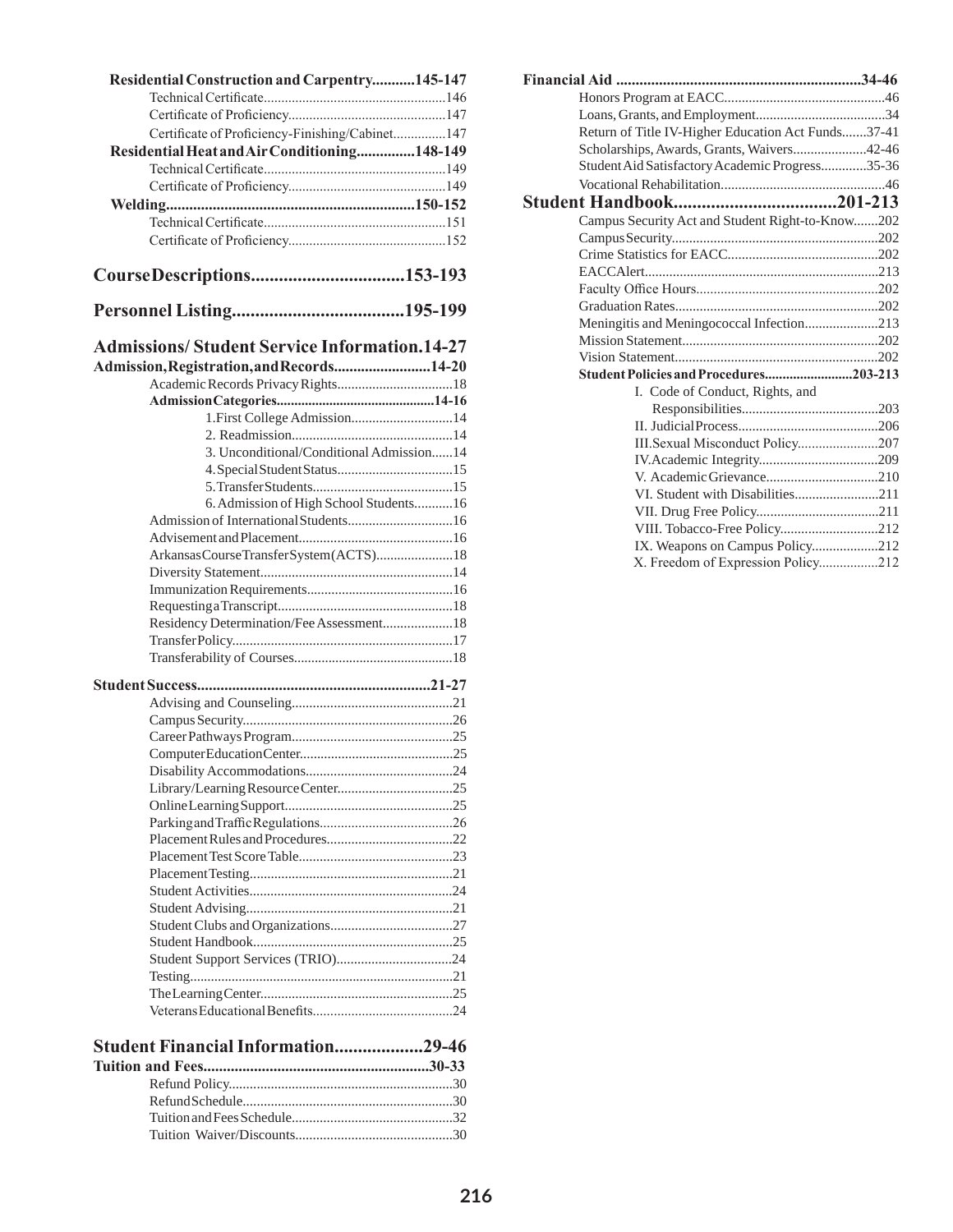**Residential Construction and Carpentry...........145-147**

- Technical Certificate....................................................146
- Certificate of Proficiency............................................147
- Certificate of Proficiency-Finishing/Cabinet...............147

**Residential Heat and Air Conditioning...............148-149**

- Technical Certificate....................................................149
- Certificate of Proficiency............................................149

**Welding................................................................150-152**

- Technical Certificate....................................................151
- Certificate of Proficiency............................................152

## Course Descriptions................................153-193

## Personnel Listing....................................195-199

## Admissions/ Student Service Information.14-27

**Admission, Registration, and Records.........................14-20**

- Academic Records Privacy Rights.................................18
- **Admission Categories............................................14-16**
  - 1. First College Admission.............................14
  - 2. Readmission.............................................14
  - 3. Unconditional/Conditional Admission......14
  - 4. Special Student Status.................................15
  - 5. Transfer Students........................................15
  - 6. Admission of High School Students...........16
- Admission of International Students..............................16
- Advisement and Placement............................................16
- Arkansas Course Transfer System (ACTS)......................18
- Diversity Statement.......................................................14
- Immunization Requirements..........................................16
- Requesting a Transcript..................................................18
- Residency Determination/Fee Assessment....................18
- Transfer Policy...............................................................17
- Transferability of Courses.............................................18

**Student Success...........................................................21-27**

- Advising and Counseling.............................................21
- Campus Security............................................................26
- Career Pathways Program..............................................25
- Computer Education Center............................................25
- Disability Accommodations..........................................24
- Library/Learning Resource Center.................................25
- Online Learning Support................................................25
- Parking and Traffic Regulations......................................26
- Placement Rules and Procedures....................................22
- Placement Test Score Table............................................23
- Placement Testing..........................................................21
- Student Activities..........................................................24
- Student Advising...........................................................21
- Student Clubs and Organizations...................................27
- Student Handbook.........................................................25
- Student Support Services (TRIO).................................24
- Testing...........................................................................21
- The Learning Center.......................................................25
- Veterans Educational Benefits........................................24

## Student Financial Information...................29-46

**Tuition and Fees..........................................................30-33**

- Refund Policy.................................................................30
- Refund Schedule............................................................30
- Tuition and Fees Schedule..............................................32
- Tuition Waiver/Discounts.............................................30

**Financial Aid ..............................................................34-46**

- Honors Program at EACC.............................................46
- Loans, Grants, and Employment.....................................34
- Return of Title IV-Higher Education Act Funds.......37-41
- Scholarships, Awards, Grants, Waivers.....................42-46
- Student Aid Satisfactory Academic Progress.............35-36
- Vocational Rehabilitation..............................................46

## Student Handbook...................................201-213

- Campus Security Act and Student Right-to-Know.......202
- Campus Security...........................................................202
- Crime Statistics for EACC...........................................202
- EACCAlert..................................................................213
- Faculty Office Hours....................................................202
- Graduation Rates..........................................................202
- Meningitis and Meningococcal Infection.....................213
- Mission Statement........................................................202
- Vision Statement..........................................................202
- **Student Policies and Procedures.........................203-213**
  - I. Code of Conduct, Rights, and Responsibilities.......................................203
  - II. Judicial Process........................................206
  - III. Sexual Misconduct Policy.......................207
  - IV. Academic Integrity..................................209
  - V. Academic Grievance................................210
  - VI. Student with Disabilities........................211
  - VII. Drug Free Policy...................................211
  - VIII. Tobacco-Free Policy............................212
  - IX. Weapons on Campus Policy...................212
  - X. Freedom of Expression Policy................212